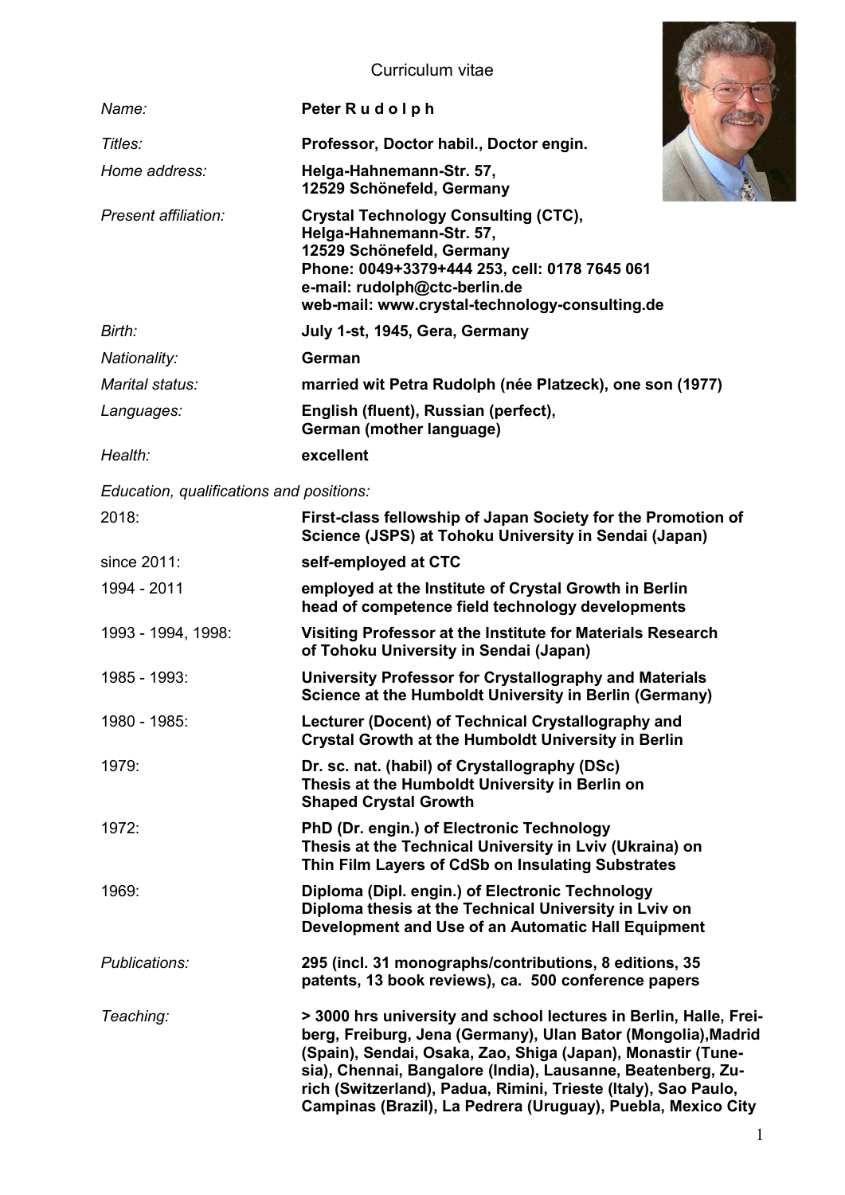# Curriculum vitae

| | |
|---|---|
| *Name:* | **Peter R u d o l p h** |
| *Titles:* | **Professor, Doctor habil., Doctor engin.** |
| *Home address:* | **Helga-Hahnemann-Str. 57, 12529 Schönefeld, Germany** |
| *Present affiliation:* | **Crystal Technology Consulting (CTC), Helga-Hahnemann-Str. 57, 12529 Schönefeld, Germany Phone: 0049+3379+444 253, cell: 0178 7645 061 e-mail: rudolph@ctc-berlin.de web-mail: www.crystal-technology-consulting.de** |
| *Birth:* | **July 1-st, 1945, Gera, Germany** |
| *Nationality:* | **German** |
| *Marital status:* | **married wit Petra Rudolph (née Platzeck), one son (1977)** |
| *Languages:* | **English (fluent), Russian (perfect), German (mother language)** |
| *Health:* | **excellent** |

*Education, qualifications and positions:*

| | |
|---|---|
| 2018: | **First-class fellowship of Japan Society for the Promotion of Science (JSPS) at Tohoku University in Sendai (Japan)** |
| since 2011: | **self-employed at CTC** |
| 1994 - 2011 | **employed at the Institute of Crystal Growth in Berlin head of competence field technology developments** |
| 1993 - 1994, 1998: | **Visiting Professor at the Institute for Materials Research of Tohoku University in Sendai (Japan)** |
| 1985 - 1993: | **University Professor for Crystallography and Materials Science at the Humboldt University in Berlin (Germany)** |
| 1980 - 1985: | **Lecturer (Docent) of Technical Crystallography and Crystal Growth at the Humboldt University in Berlin** |
| 1979: | **Dr. sc. nat. (habil) of Crystallography (DSc) Thesis at the Humboldt University in Berlin on Shaped Crystal Growth** |
| 1972: | **PhD (Dr. engin.) of Electronic Technology Thesis at the Technical University in Lviv (Ukraina) on Thin Film Layers of CdSb on Insulating Substrates** |
| 1969: | **Diploma (Dipl. engin.) of Electronic Technology Diploma thesis at the Technical University in Lviv on Development and Use of an Automatic Hall Equipment** |

| | |
|---|---|
| *Publications:* | **295 (incl. 31 monographs/contributions, 8 editions, 35 patents, 13 book reviews), ca. 500 conference papers** |
| *Teaching:* | **> 3000 hrs university and school lectures in Berlin, Halle, Freiberg, Freiburg, Jena (Germany), Ulan Bator (Mongolia),Madrid (Spain), Sendai, Osaka, Zao, Shiga (Japan), Monastir (Tunesia), Chennai, Bangalore (India), Lausanne, Beatenberg, Zurich (Switzerland), Padua, Rimini, Trieste (Italy), Sao Paulo, Campinas (Brazil), La Pedrera (Uruguay), Puebla, Mexico City** |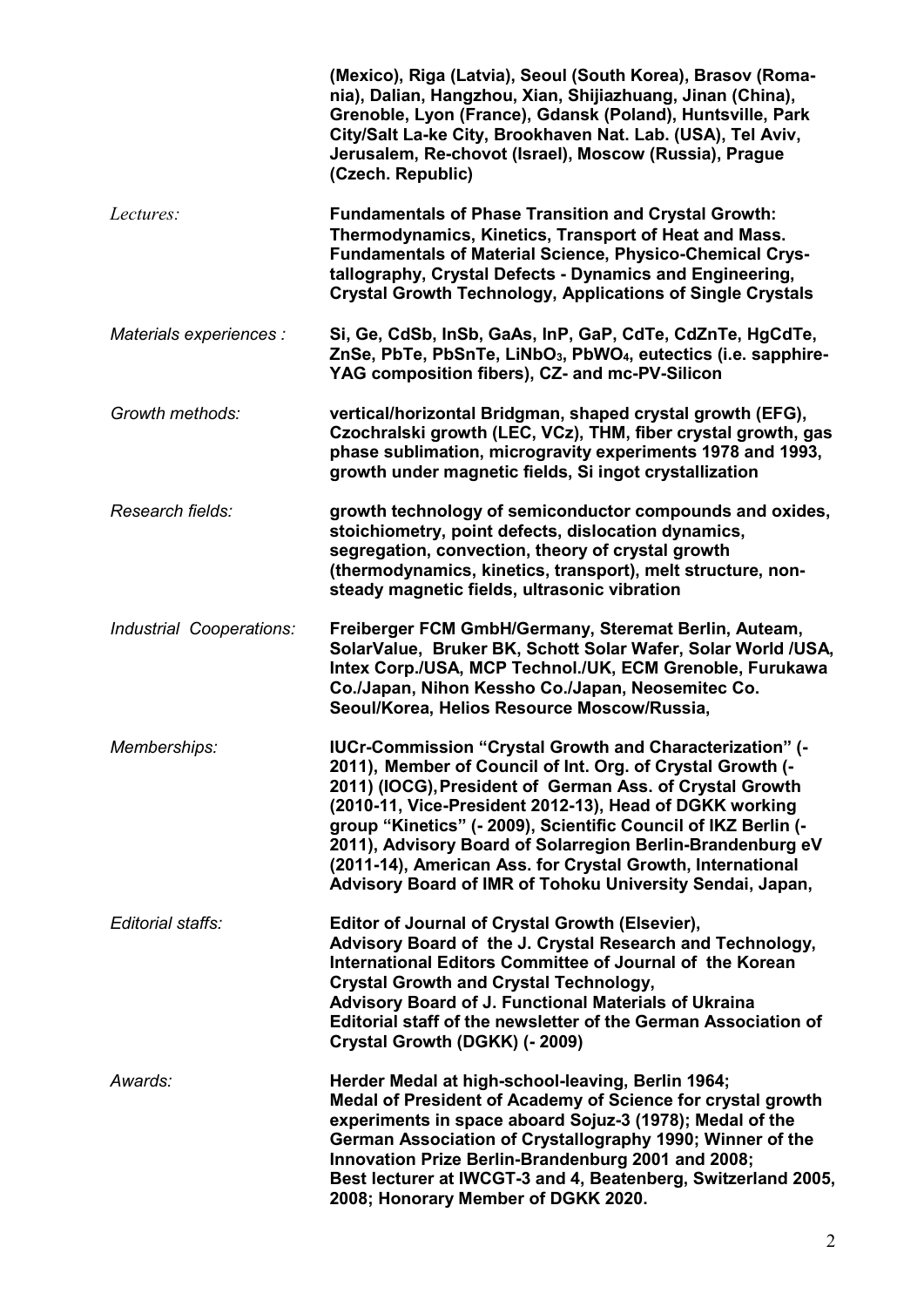| | |
|---|---|
| | **(Mexico), Riga (Latvia), Seoul (South Korea), Brasov (Romania), Dalian, Hangzhou, Xian, Shijiazhuang, Jinan (China), Grenoble, Lyon (France), Gdansk (Poland), Huntsville, Park City/Salt La-ke City, Brookhaven Nat. Lab. (USA), Tel Aviv, Jerusalem, Re-chovot (Israel), Moscow (Russia), Prague (Czech. Republic)** |
| *Lectures:* | **Fundamentals of Phase Transition and Crystal Growth: Thermodynamics, Kinetics, Transport of Heat and Mass. Fundamentals of Material Science, Physico-Chemical Crystallography, Crystal Defects - Dynamics and Engineering, Crystal Growth Technology, Applications of Single Crystals** |
| *Materials experiences :* | **Si, Ge, CdSb, InSb, GaAs, InP, GaP, CdTe, CdZnTe, HgCdTe, ZnSe, PbTe, PbSnTe, $LiNbO_3$, $PbWO_4$, eutectics (i.e. sapphire-YAG composition fibers), CZ- and mc-PV-Silicon** |
| *Growth methods:* | **vertical/horizontal Bridgman, shaped crystal growth (EFG), Czochralski growth (LEC, VCz), THM, fiber crystal growth, gas phase sublimation, microgravity experiments 1978 and 1993, growth under magnetic fields, Si ingot crystallization** |
| *Research fields:* | **growth technology of semiconductor compounds and oxides, stoichiometry, point defects, dislocation dynamics, segregation, convection, theory of crystal growth (thermodynamics, kinetics, transport), melt structure, non-steady magnetic fields, ultrasonic vibration** |
| *Industrial Cooperations:* | **Freiberger FCM GmbH/Germany, Steremat Berlin, Auteam, SolarValue, Bruker BK, Schott Solar Wafer, Solar World /USA, Intex Corp./USA, MCP Technol./UK, ECM Grenoble, Furukawa Co./Japan, Nihon Kessho Co./Japan, Neosemitec Co. Seoul/Korea, Helios Resource Moscow/Russia,** |
| *Memberships:* | **IUCr-Commission "Crystal Growth and Characterization" (-2011), Member of Council of Int. Org. of Crystal Growth (-2011) (IOCG), President of German Ass. of Crystal Growth (2010-11, Vice-President 2012-13), Head of DGKK working group "Kinetics" (- 2009), Scientific Council of IKZ Berlin (-2011), Advisory Board of Solarregion Berlin-Brandenburg eV (2011-14), American Ass. for Crystal Growth, International Advisory Board of IMR of Tohoku University Sendai, Japan,** |
| *Editorial staffs:* | **Editor of Journal of Crystal Growth (Elsevier),<br>Advisory Board of the J. Crystal Research and Technology,<br>International Editors Committee of Journal of the Korean Crystal Growth and Crystal Technology,<br>Advisory Board of J. Functional Materials of Ukraina<br>Editorial staff of the newsletter of the German Association of Crystal Growth (DGKK) (- 2009)** |
| *Awards:* | **Herder Medal at high-school-leaving, Berlin 1964;<br>Medal of President of Academy of Science for crystal growth experiments in space aboard Sojuz-3 (1978); Medal of the German Association of Crystallography 1990; Winner of the Innovation Prize Berlin-Brandenburg 2001 and 2008;<br>Best lecturer at IWCGT-3 and 4, Beatenberg, Switzerland 2005, 2008; Honorary Member of DGKK 2020.** |